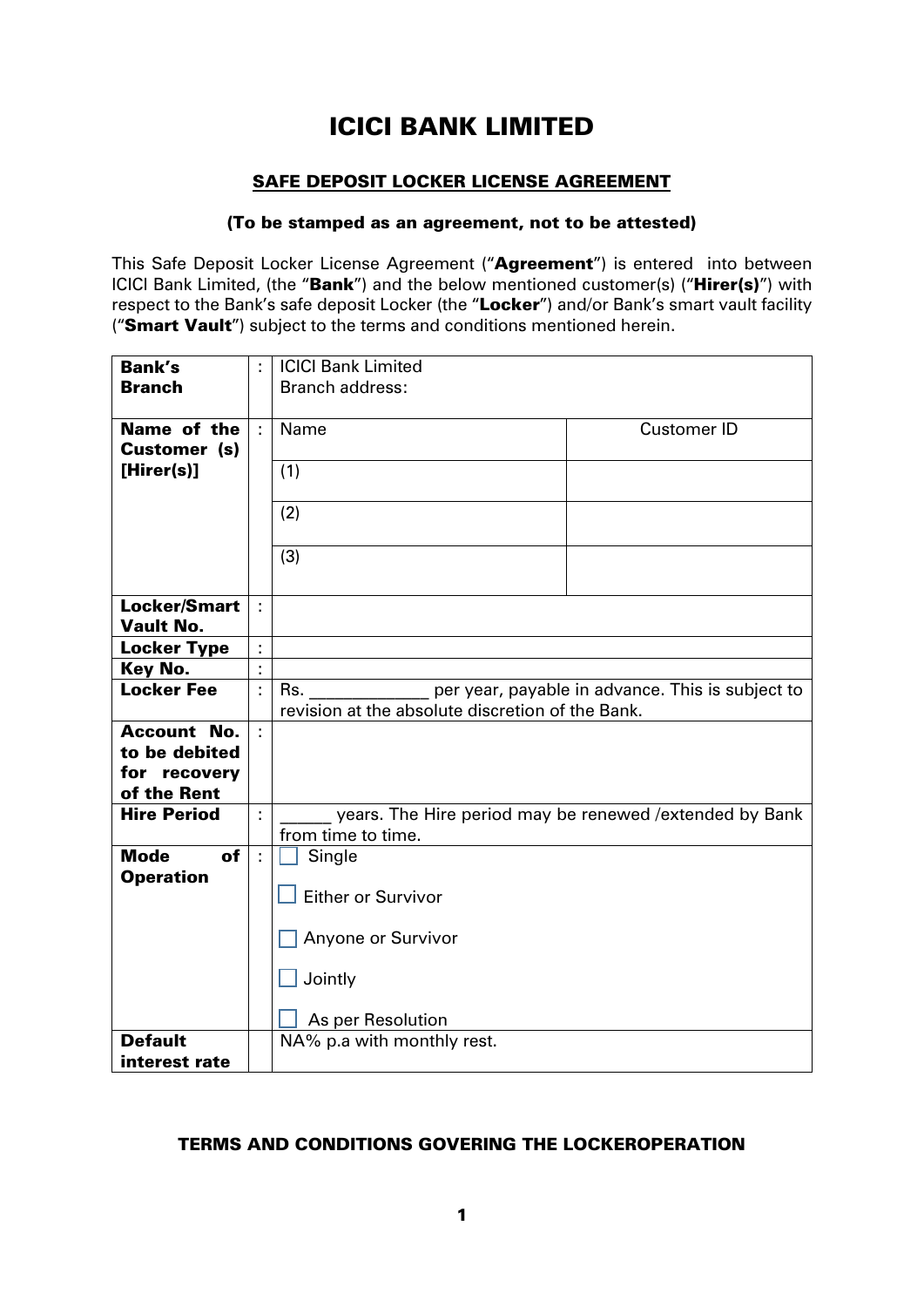# ICICI BANK LIMITED

## SAFE DEPOSIT LOCKER LICENSE AGREEMENT

**(To be stamped as an agreement, not to be attested)**

This Safe Deposit Locker License Agreement ("**Agreement**") is entered into between ICICI Bank Limited, (the "**Bank**") and the below mentioned customer(s) ("**Hirer(s)**") with respect to the Bank's safe deposit Locker (the "**Locker**") and/or Bank's smart vault facility ("**Smart Vault**") subject to the terms and conditions mentioned herein.

| | | | |
|---|---|---|---|
| **Bank's Branch** | : | ICICI Bank Limited<br>Branch address: | |
| **Name of the Customer (s) [Hirer(s)]** | : | Name | Customer ID |
| | | (1) | |
| | | (2) | |
| | | (3) | |
| **Locker/Smart Vault No.** | : | | |
| **Locker Type** | : | | |
| **Key No.** | : | | |
| **Locker Fee** | : | Rs. ____________ per year, payable in advance. This is subject to revision at the absolute discretion of the Bank. | |
| **Account No. to be debited for recovery of the Rent** | : | | |
| **Hire Period** | : | ______ years. The Hire period may be renewed /extended by Bank from time to time. | |
| **Mode of Operation** | : | ☐ Single<br>☐ Either or Survivor<br>☐ Anyone or Survivor<br>☐ Jointly<br>☐ As per Resolution | |
| **Default interest rate** | | NA% p.a with monthly rest. | |

**TERMS AND CONDITIONS GOVERING THE LOCKEROPERATION**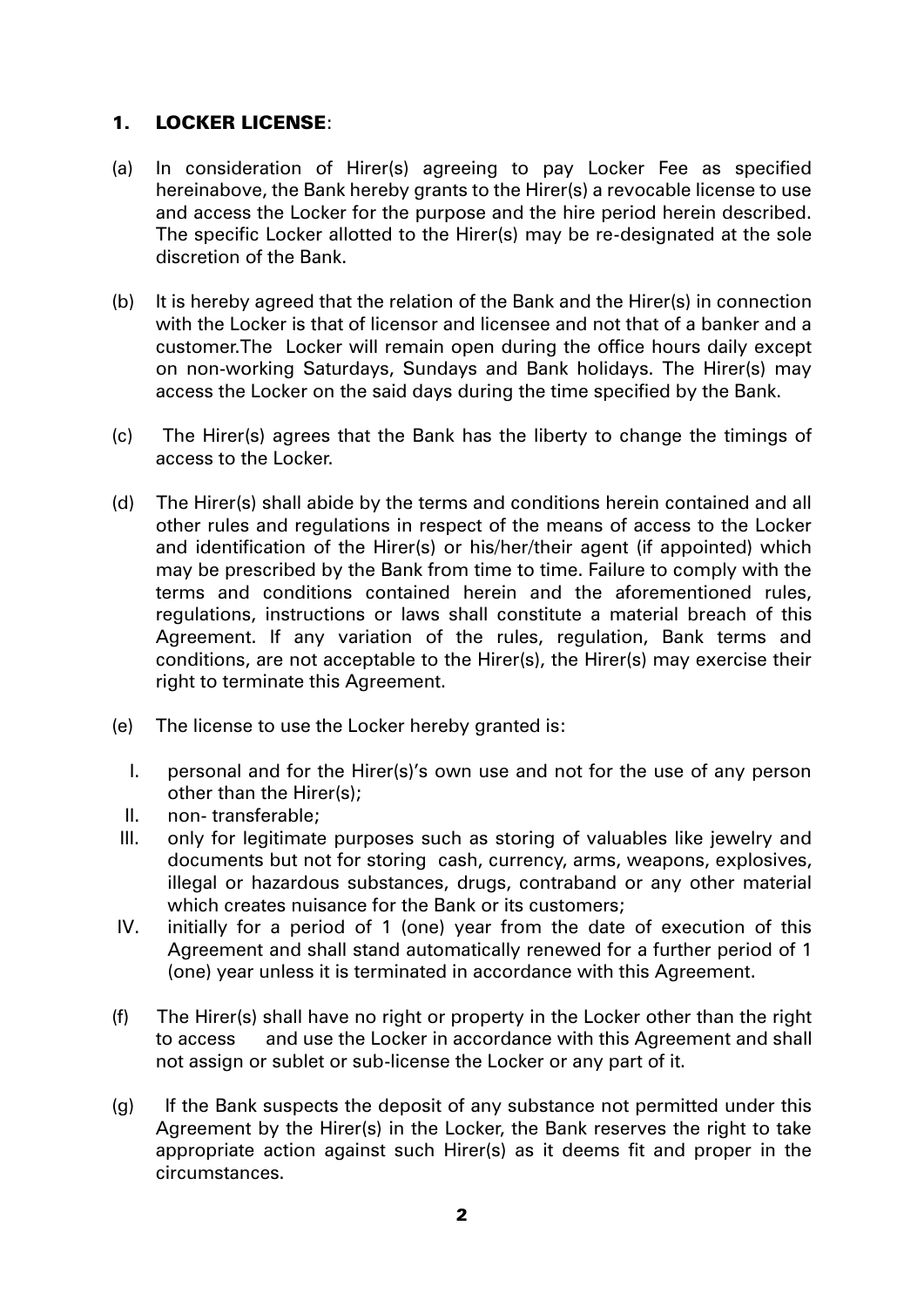## 1. LOCKER LICENSE:

(a) In consideration of Hirer(s) agreeing to pay Locker Fee as specified hereinabove, the Bank hereby grants to the Hirer(s) a revocable license to use and access the Locker for the purpose and the hire period herein described. The specific Locker allotted to the Hirer(s) may be re-designated at the sole discretion of the Bank.

(b) It is hereby agreed that the relation of the Bank and the Hirer(s) in connection with the Locker is that of licensor and licensee and not that of a banker and a customer.The Locker will remain open during the office hours daily except on non-working Saturdays, Sundays and Bank holidays. The Hirer(s) may access the Locker on the said days during the time specified by the Bank.

(c) The Hirer(s) agrees that the Bank has the liberty to change the timings of access to the Locker.

(d) The Hirer(s) shall abide by the terms and conditions herein contained and all other rules and regulations in respect of the means of access to the Locker and identification of the Hirer(s) or his/her/their agent (if appointed) which may be prescribed by the Bank from time to time. Failure to comply with the terms and conditions contained herein and the aforementioned rules, regulations, instructions or laws shall constitute a material breach of this Agreement. If any variation of the rules, regulation, Bank terms and conditions, are not acceptable to the Hirer(s), the Hirer(s) may exercise their right to terminate this Agreement.

(e) The license to use the Locker hereby granted is:

I. personal and for the Hirer(s)'s own use and not for the use of any person other than the Hirer(s);

II. non- transferable;

III. only for legitimate purposes such as storing of valuables like jewelry and documents but not for storing cash, currency, arms, weapons, explosives, illegal or hazardous substances, drugs, contraband or any other material which creates nuisance for the Bank or its customers;

IV. initially for a period of 1 (one) year from the date of execution of this Agreement and shall stand automatically renewed for a further period of 1 (one) year unless it is terminated in accordance with this Agreement.

(f) The Hirer(s) shall have no right or property in the Locker other than the right to access and use the Locker in accordance with this Agreement and shall not assign or sublet or sub-license the Locker or any part of it.

(g) If the Bank suspects the deposit of any substance not permitted under this Agreement by the Hirer(s) in the Locker, the Bank reserves the right to take appropriate action against such Hirer(s) as it deems fit and proper in the circumstances.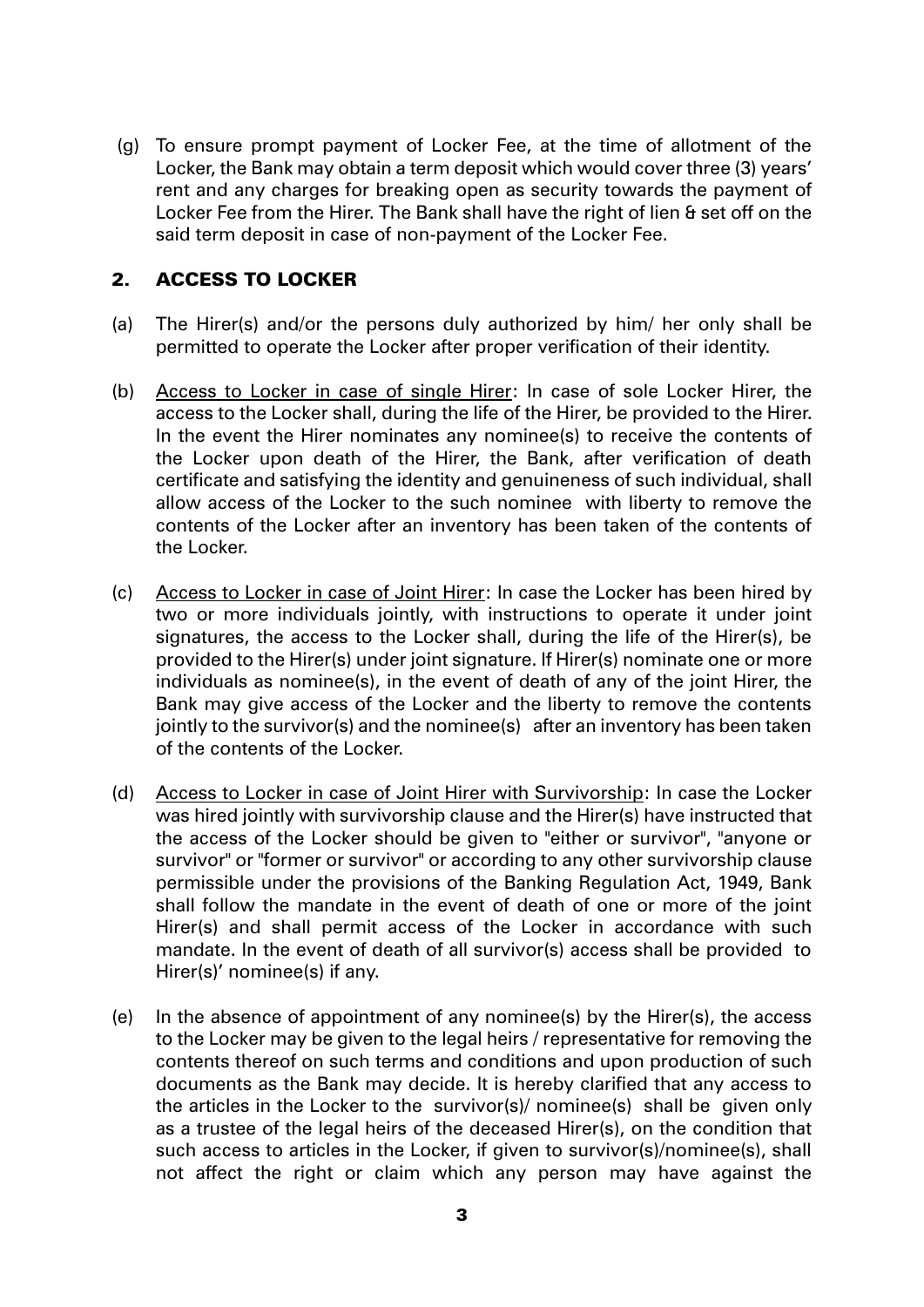(g) To ensure prompt payment of Locker Fee, at the time of allotment of the Locker, the Bank may obtain a term deposit which would cover three (3) years' rent and any charges for breaking open as security towards the payment of Locker Fee from the Hirer. The Bank shall have the right of lien & set off on the said term deposit in case of non-payment of the Locker Fee.

## 2. ACCESS TO LOCKER

(a) The Hirer(s) and/or the persons duly authorized by him/ her only shall be permitted to operate the Locker after proper verification of their identity.

(b) Access to Locker in case of single Hirer: In case of sole Locker Hirer, the access to the Locker shall, during the life of the Hirer, be provided to the Hirer. In the event the Hirer nominates any nominee(s) to receive the contents of the Locker upon death of the Hirer, the Bank, after verification of death certificate and satisfying the identity and genuineness of such individual, shall allow access of the Locker to the such nominee with liberty to remove the contents of the Locker after an inventory has been taken of the contents of the Locker.

(c) Access to Locker in case of Joint Hirer: In case the Locker has been hired by two or more individuals jointly, with instructions to operate it under joint signatures, the access to the Locker shall, during the life of the Hirer(s), be provided to the Hirer(s) under joint signature. If Hirer(s) nominate one or more individuals as nominee(s), in the event of death of any of the joint Hirer, the Bank may give access of the Locker and the liberty to remove the contents jointly to the survivor(s) and the nominee(s) after an inventory has been taken of the contents of the Locker.

(d) Access to Locker in case of Joint Hirer with Survivorship: In case the Locker was hired jointly with survivorship clause and the Hirer(s) have instructed that the access of the Locker should be given to "either or survivor", "anyone or survivor" or "former or survivor" or according to any other survivorship clause permissible under the provisions of the Banking Regulation Act, 1949, Bank shall follow the mandate in the event of death of one or more of the joint Hirer(s) and shall permit access of the Locker in accordance with such mandate. In the event of death of all survivor(s) access shall be provided to Hirer(s)' nominee(s) if any.

(e) In the absence of appointment of any nominee(s) by the Hirer(s), the access to the Locker may be given to the legal heirs / representative for removing the contents thereof on such terms and conditions and upon production of such documents as the Bank may decide. It is hereby clarified that any access to the articles in the Locker to the survivor(s)/ nominee(s) shall be given only as a trustee of the legal heirs of the deceased Hirer(s), on the condition that such access to articles in the Locker, if given to survivor(s)/nominee(s), shall not affect the right or claim which any person may have against the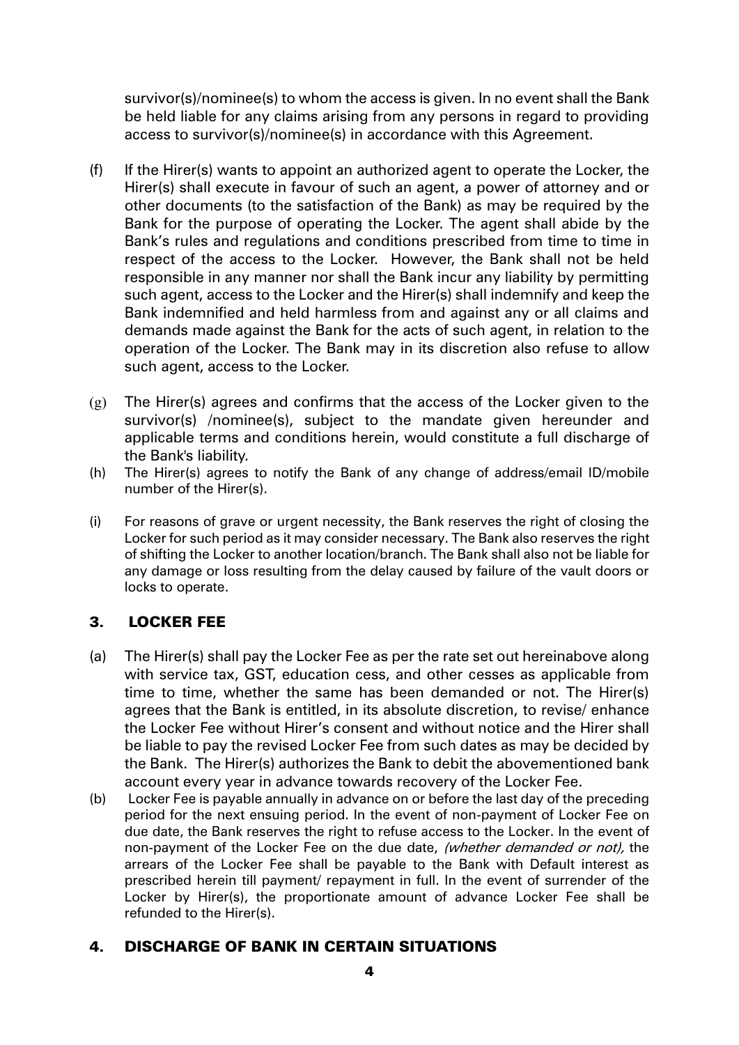survivor(s)/nominee(s) to whom the access is given. In no event shall the Bank be held liable for any claims arising from any persons in regard to providing access to survivor(s)/nominee(s) in accordance with this Agreement.

(f) If the Hirer(s) wants to appoint an authorized agent to operate the Locker, the Hirer(s) shall execute in favour of such an agent, a power of attorney and or other documents (to the satisfaction of the Bank) as may be required by the Bank for the purpose of operating the Locker. The agent shall abide by the Bank's rules and regulations and conditions prescribed from time to time in respect of the access to the Locker. However, the Bank shall not be held responsible in any manner nor shall the Bank incur any liability by permitting such agent, access to the Locker and the Hirer(s) shall indemnify and keep the Bank indemnified and held harmless from and against any or all claims and demands made against the Bank for the acts of such agent, in relation to the operation of the Locker. The Bank may in its discretion also refuse to allow such agent, access to the Locker.

(g) The Hirer(s) agrees and confirms that the access of the Locker given to the survivor(s) /nominee(s), subject to the mandate given hereunder and applicable terms and conditions herein, would constitute a full discharge of the Bank's liability.

(h) The Hirer(s) agrees to notify the Bank of any change of address/email ID/mobile number of the Hirer(s).

(i) For reasons of grave or urgent necessity, the Bank reserves the right of closing the Locker for such period as it may consider necessary. The Bank also reserves the right of shifting the Locker to another location/branch. The Bank shall also not be liable for any damage or loss resulting from the delay caused by failure of the vault doors or locks to operate.

## 3. LOCKER FEE

(a) The Hirer(s) shall pay the Locker Fee as per the rate set out hereinabove along with service tax, GST, education cess, and other cesses as applicable from time to time, whether the same has been demanded or not. The Hirer(s) agrees that the Bank is entitled, in its absolute discretion, to revise/ enhance the Locker Fee without Hirer's consent and without notice and the Hirer shall be liable to pay the revised Locker Fee from such dates as may be decided by the Bank. The Hirer(s) authorizes the Bank to debit the abovementioned bank account every year in advance towards recovery of the Locker Fee.

(b) Locker Fee is payable annually in advance on or before the last day of the preceding period for the next ensuing period. In the event of non-payment of Locker Fee on due date, the Bank reserves the right to refuse access to the Locker. In the event of non-payment of the Locker Fee on the due date, *(whether demanded or not),* the arrears of the Locker Fee shall be payable to the Bank with Default interest as prescribed herein till payment/ repayment in full. In the event of surrender of the Locker by Hirer(s), the proportionate amount of advance Locker Fee shall be refunded to the Hirer(s).

## 4. DISCHARGE OF BANK IN CERTAIN SITUATIONS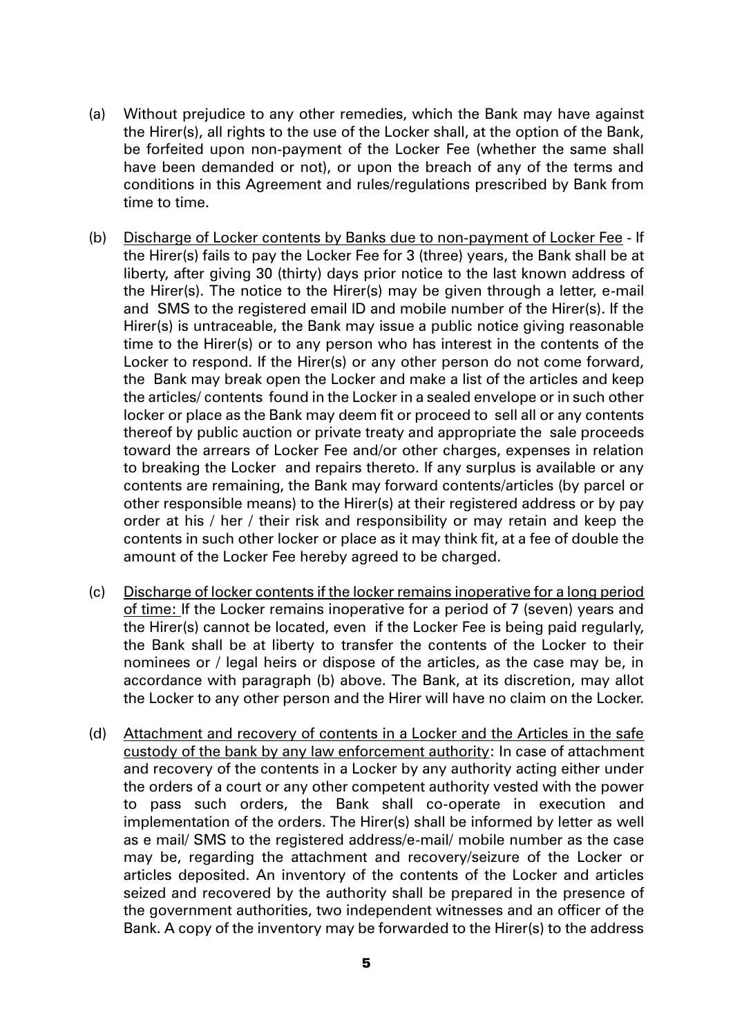(a) Without prejudice to any other remedies, which the Bank may have against the Hirer(s), all rights to the use of the Locker shall, at the option of the Bank, be forfeited upon non-payment of the Locker Fee (whether the same shall have been demanded or not), or upon the breach of any of the terms and conditions in this Agreement and rules/regulations prescribed by Bank from time to time.

(b) <u>Discharge of Locker contents by Banks due to non-payment of Locker Fee</u> - If the Hirer(s) fails to pay the Locker Fee for 3 (three) years, the Bank shall be at liberty, after giving 30 (thirty) days prior notice to the last known address of the Hirer(s). The notice to the Hirer(s) may be given through a letter, e-mail and SMS to the registered email ID and mobile number of the Hirer(s). If the Hirer(s) is untraceable, the Bank may issue a public notice giving reasonable time to the Hirer(s) or to any person who has interest in the contents of the Locker to respond. If the Hirer(s) or any other person do not come forward, the Bank may break open the Locker and make a list of the articles and keep the articles/ contents found in the Locker in a sealed envelope or in such other locker or place as the Bank may deem fit or proceed to sell all or any contents thereof by public auction or private treaty and appropriate the sale proceeds toward the arrears of Locker Fee and/or other charges, expenses in relation to breaking the Locker and repairs thereto. If any surplus is available or any contents are remaining, the Bank may forward contents/articles (by parcel or other responsible means) to the Hirer(s) at their registered address or by pay order at his / her / their risk and responsibility or may retain and keep the contents in such other locker or place as it may think fit, at a fee of double the amount of the Locker Fee hereby agreed to be charged.

(c) <u>Discharge of locker contents if the locker remains inoperative for a long period of time:</u> If the Locker remains inoperative for a period of 7 (seven) years and the Hirer(s) cannot be located, even if the Locker Fee is being paid regularly, the Bank shall be at liberty to transfer the contents of the Locker to their nominees or / legal heirs or dispose of the articles, as the case may be, in accordance with paragraph (b) above. The Bank, at its discretion, may allot the Locker to any other person and the Hirer will have no claim on the Locker.

(d) <u>Attachment and recovery of contents in a Locker and the Articles in the safe custody of the bank by any law enforcement authority</u>: In case of attachment and recovery of the contents in a Locker by any authority acting either under the orders of a court or any other competent authority vested with the power to pass such orders, the Bank shall co-operate in execution and implementation of the orders. The Hirer(s) shall be informed by letter as well as e mail/ SMS to the registered address/e-mail/ mobile number as the case may be, regarding the attachment and recovery/seizure of the Locker or articles deposited. An inventory of the contents of the Locker and articles seized and recovered by the authority shall be prepared in the presence of the government authorities, two independent witnesses and an officer of the Bank. A copy of the inventory may be forwarded to the Hirer(s) to the address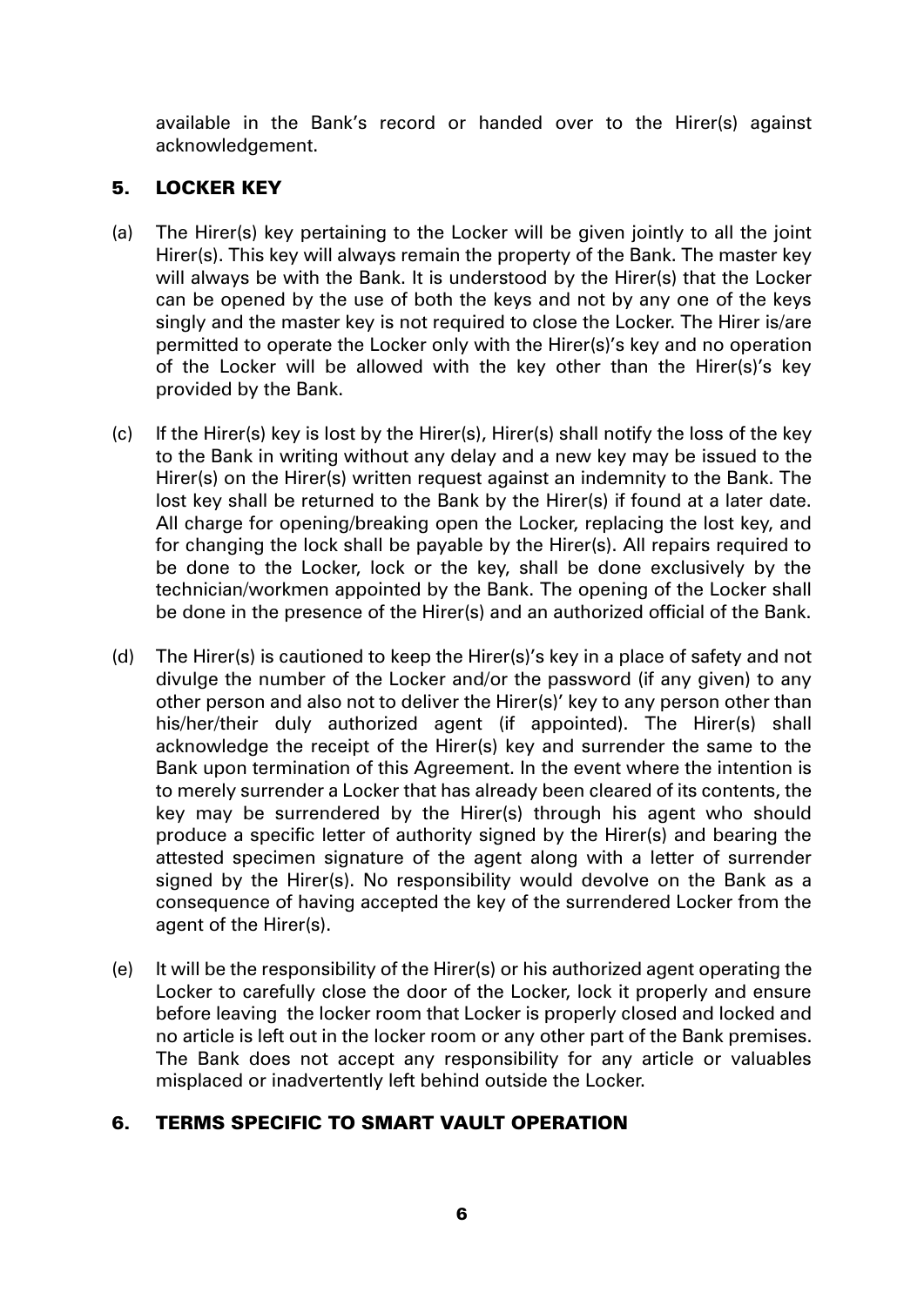available in the Bank's record or handed over to the Hirer(s) against acknowledgement.

## 5. LOCKER KEY

(a) The Hirer(s) key pertaining to the Locker will be given jointly to all the joint Hirer(s). This key will always remain the property of the Bank. The master key will always be with the Bank. It is understood by the Hirer(s) that the Locker can be opened by the use of both the keys and not by any one of the keys singly and the master key is not required to close the Locker. The Hirer is/are permitted to operate the Locker only with the Hirer(s)'s key and no operation of the Locker will be allowed with the key other than the Hirer(s)'s key provided by the Bank.

(c) If the Hirer(s) key is lost by the Hirer(s), Hirer(s) shall notify the loss of the key to the Bank in writing without any delay and a new key may be issued to the Hirer(s) on the Hirer(s) written request against an indemnity to the Bank. The lost key shall be returned to the Bank by the Hirer(s) if found at a later date. All charge for opening/breaking open the Locker, replacing the lost key, and for changing the lock shall be payable by the Hirer(s). All repairs required to be done to the Locker, lock or the key, shall be done exclusively by the technician/workmen appointed by the Bank. The opening of the Locker shall be done in the presence of the Hirer(s) and an authorized official of the Bank.

(d) The Hirer(s) is cautioned to keep the Hirer(s)'s key in a place of safety and not divulge the number of the Locker and/or the password (if any given) to any other person and also not to deliver the Hirer(s)' key to any person other than his/her/their duly authorized agent (if appointed). The Hirer(s) shall acknowledge the receipt of the Hirer(s) key and surrender the same to the Bank upon termination of this Agreement. In the event where the intention is to merely surrender a Locker that has already been cleared of its contents, the key may be surrendered by the Hirer(s) through his agent who should produce a specific letter of authority signed by the Hirer(s) and bearing the attested specimen signature of the agent along with a letter of surrender signed by the Hirer(s). No responsibility would devolve on the Bank as a consequence of having accepted the key of the surrendered Locker from the agent of the Hirer(s).

(e) It will be the responsibility of the Hirer(s) or his authorized agent operating the Locker to carefully close the door of the Locker, lock it properly and ensure before leaving the locker room that Locker is properly closed and locked and no article is left out in the locker room or any other part of the Bank premises. The Bank does not accept any responsibility for any article or valuables misplaced or inadvertently left behind outside the Locker.

## 6. TERMS SPECIFIC TO SMART VAULT OPERATION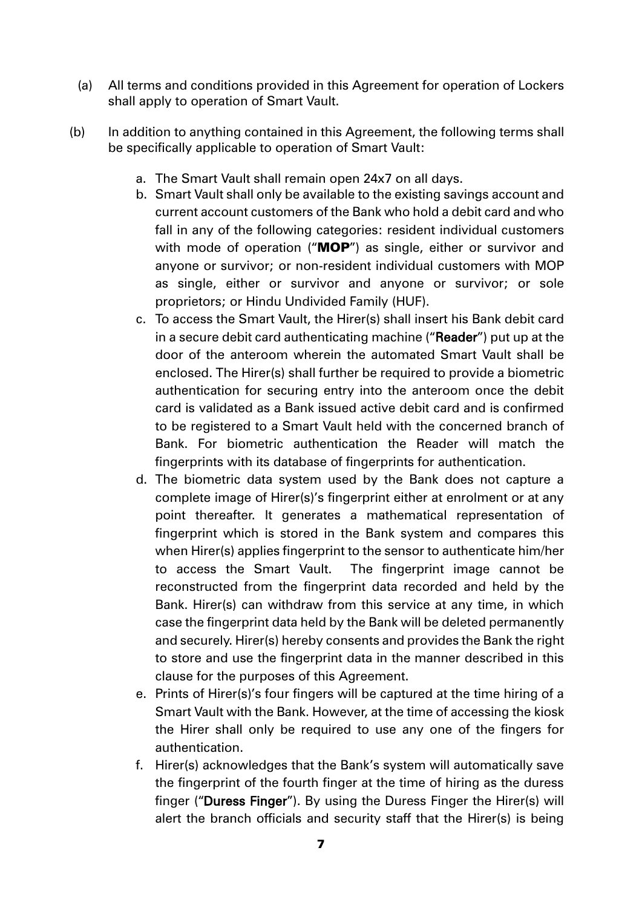(a) All terms and conditions provided in this Agreement for operation of Lockers shall apply to operation of Smart Vault.

(b) In addition to anything contained in this Agreement, the following terms shall be specifically applicable to operation of Smart Vault:

a. The Smart Vault shall remain open 24x7 on all days.

b. Smart Vault shall only be available to the existing savings account and current account customers of the Bank who hold a debit card and who fall in any of the following categories: resident individual customers with mode of operation ("**MOP**") as single, either or survivor and anyone or survivor; or non-resident individual customers with MOP as single, either or survivor and anyone or survivor; or sole proprietors; or Hindu Undivided Family (HUF).

c. To access the Smart Vault, the Hirer(s) shall insert his Bank debit card in a secure debit card authenticating machine ("**Reader**") put up at the door of the anteroom wherein the automated Smart Vault shall be enclosed. The Hirer(s) shall further be required to provide a biometric authentication for securing entry into the anteroom once the debit card is validated as a Bank issued active debit card and is confirmed to be registered to a Smart Vault held with the concerned branch of Bank. For biometric authentication the Reader will match the fingerprints with its database of fingerprints for authentication.

d. The biometric data system used by the Bank does not capture a complete image of Hirer(s)'s fingerprint either at enrolment or at any point thereafter. It generates a mathematical representation of fingerprint which is stored in the Bank system and compares this when Hirer(s) applies fingerprint to the sensor to authenticate him/her to access the Smart Vault. The fingerprint image cannot be reconstructed from the fingerprint data recorded and held by the Bank. Hirer(s) can withdraw from this service at any time, in which case the fingerprint data held by the Bank will be deleted permanently and securely. Hirer(s) hereby consents and provides the Bank the right to store and use the fingerprint data in the manner described in this clause for the purposes of this Agreement.

e. Prints of Hirer(s)'s four fingers will be captured at the time hiring of a Smart Vault with the Bank. However, at the time of accessing the kiosk the Hirer shall only be required to use any one of the fingers for authentication.

f. Hirer(s) acknowledges that the Bank's system will automatically save the fingerprint of the fourth finger at the time of hiring as the duress finger ("**Duress Finger**"). By using the Duress Finger the Hirer(s) will alert the branch officials and security staff that the Hirer(s) is being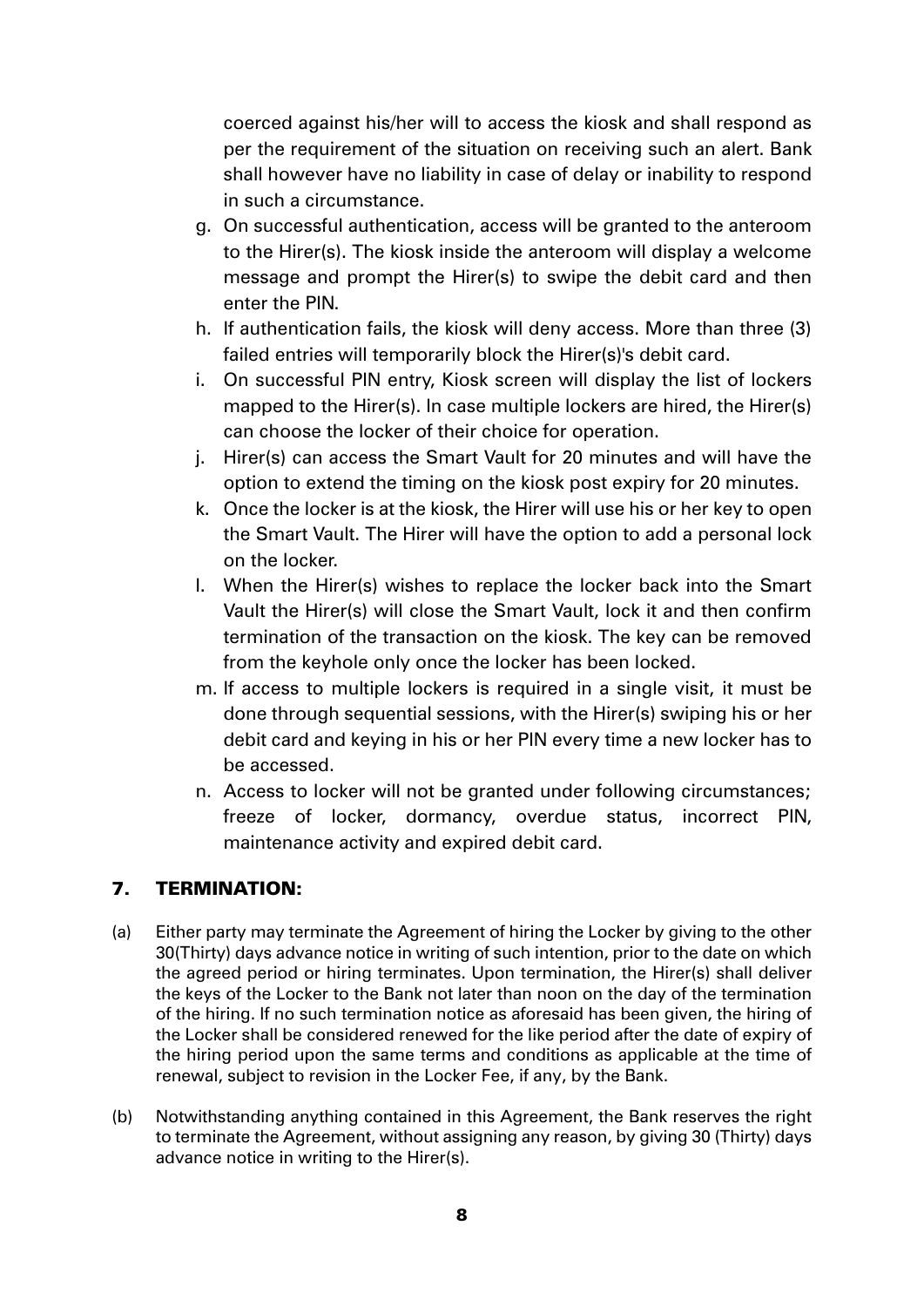coerced against his/her will to access the kiosk and shall respond as per the requirement of the situation on receiving such an alert. Bank shall however have no liability in case of delay or inability to respond in such a circumstance.

g. On successful authentication, access will be granted to the anteroom to the Hirer(s). The kiosk inside the anteroom will display a welcome message and prompt the Hirer(s) to swipe the debit card and then enter the PIN.

h. If authentication fails, the kiosk will deny access. More than three (3) failed entries will temporarily block the Hirer(s)'s debit card.

i. On successful PIN entry, Kiosk screen will display the list of lockers mapped to the Hirer(s). In case multiple lockers are hired, the Hirer(s) can choose the locker of their choice for operation.

j. Hirer(s) can access the Smart Vault for 20 minutes and will have the option to extend the timing on the kiosk post expiry for 20 minutes.

k. Once the locker is at the kiosk, the Hirer will use his or her key to open the Smart Vault. The Hirer will have the option to add a personal lock on the locker.

l. When the Hirer(s) wishes to replace the locker back into the Smart Vault the Hirer(s) will close the Smart Vault, lock it and then confirm termination of the transaction on the kiosk. The key can be removed from the keyhole only once the locker has been locked.

m. If access to multiple lockers is required in a single visit, it must be done through sequential sessions, with the Hirer(s) swiping his or her debit card and keying in his or her PIN every time a new locker has to be accessed.

n. Access to locker will not be granted under following circumstances; freeze of locker, dormancy, overdue status, incorrect PIN, maintenance activity and expired debit card.

## 7. TERMINATION:

(a) Either party may terminate the Agreement of hiring the Locker by giving to the other 30(Thirty) days advance notice in writing of such intention, prior to the date on which the agreed period or hiring terminates. Upon termination, the Hirer(s) shall deliver the keys of the Locker to the Bank not later than noon on the day of the termination of the hiring. If no such termination notice as aforesaid has been given, the hiring of the Locker shall be considered renewed for the like period after the date of expiry of the hiring period upon the same terms and conditions as applicable at the time of renewal, subject to revision in the Locker Fee, if any, by the Bank.

(b) Notwithstanding anything contained in this Agreement, the Bank reserves the right to terminate the Agreement, without assigning any reason, by giving 30 (Thirty) days advance notice in writing to the Hirer(s).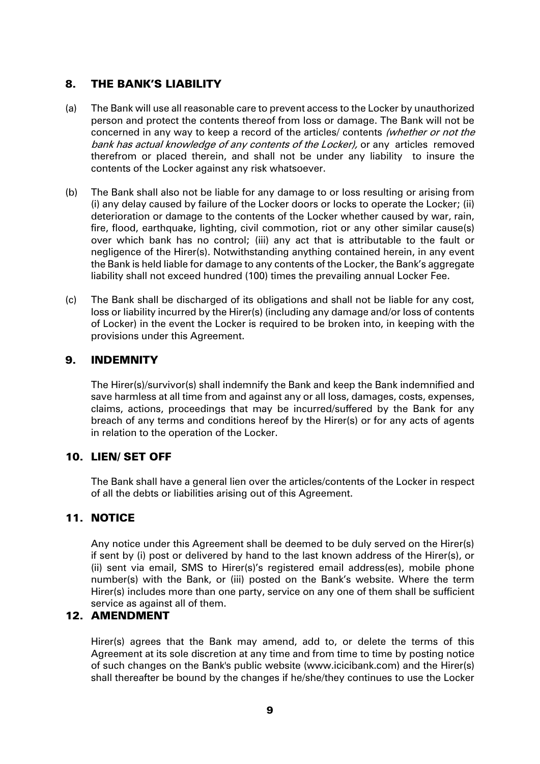## 8. THE BANK'S LIABILITY

(a) The Bank will use all reasonable care to prevent access to the Locker by unauthorized person and protect the contents thereof from loss or damage. The Bank will not be concerned in any way to keep a record of the articles/ contents *(whether or not the bank has actual knowledge of any contents of the Locker),* or any articles removed therefrom or placed therein, and shall not be under any liability to insure the contents of the Locker against any risk whatsoever.

(b) The Bank shall also not be liable for any damage to or loss resulting or arising from (i) any delay caused by failure of the Locker doors or locks to operate the Locker; (ii) deterioration or damage to the contents of the Locker whether caused by war, rain, fire, flood, earthquake, lighting, civil commotion, riot or any other similar cause(s) over which bank has no control; (iii) any act that is attributable to the fault or negligence of the Hirer(s). Notwithstanding anything contained herein, in any event the Bank is held liable for damage to any contents of the Locker, the Bank's aggregate liability shall not exceed hundred (100) times the prevailing annual Locker Fee.

(c) The Bank shall be discharged of its obligations and shall not be liable for any cost, loss or liability incurred by the Hirer(s) (including any damage and/or loss of contents of Locker) in the event the Locker is required to be broken into, in keeping with the provisions under this Agreement.

## 9. INDEMNITY

The Hirer(s)/survivor(s) shall indemnify the Bank and keep the Bank indemnified and save harmless at all time from and against any or all loss, damages, costs, expenses, claims, actions, proceedings that may be incurred/suffered by the Bank for any breach of any terms and conditions hereof by the Hirer(s) or for any acts of agents in relation to the operation of the Locker.

## 10. LIEN/ SET OFF

The Bank shall have a general lien over the articles/contents of the Locker in respect of all the debts or liabilities arising out of this Agreement.

## 11. NOTICE

Any notice under this Agreement shall be deemed to be duly served on the Hirer(s) if sent by (i) post or delivered by hand to the last known address of the Hirer(s), or (ii) sent via email, SMS to Hirer(s)'s registered email address(es), mobile phone number(s) with the Bank, or (iii) posted on the Bank's website. Where the term Hirer(s) includes more than one party, service on any one of them shall be sufficient service as against all of them.

## 12. AMENDMENT

Hirer(s) agrees that the Bank may amend, add to, or delete the terms of this Agreement at its sole discretion at any time and from time to time by posting notice of such changes on the Bank's public website (www.icicibank.com) and the Hirer(s) shall thereafter be bound by the changes if he/she/they continues to use the Locker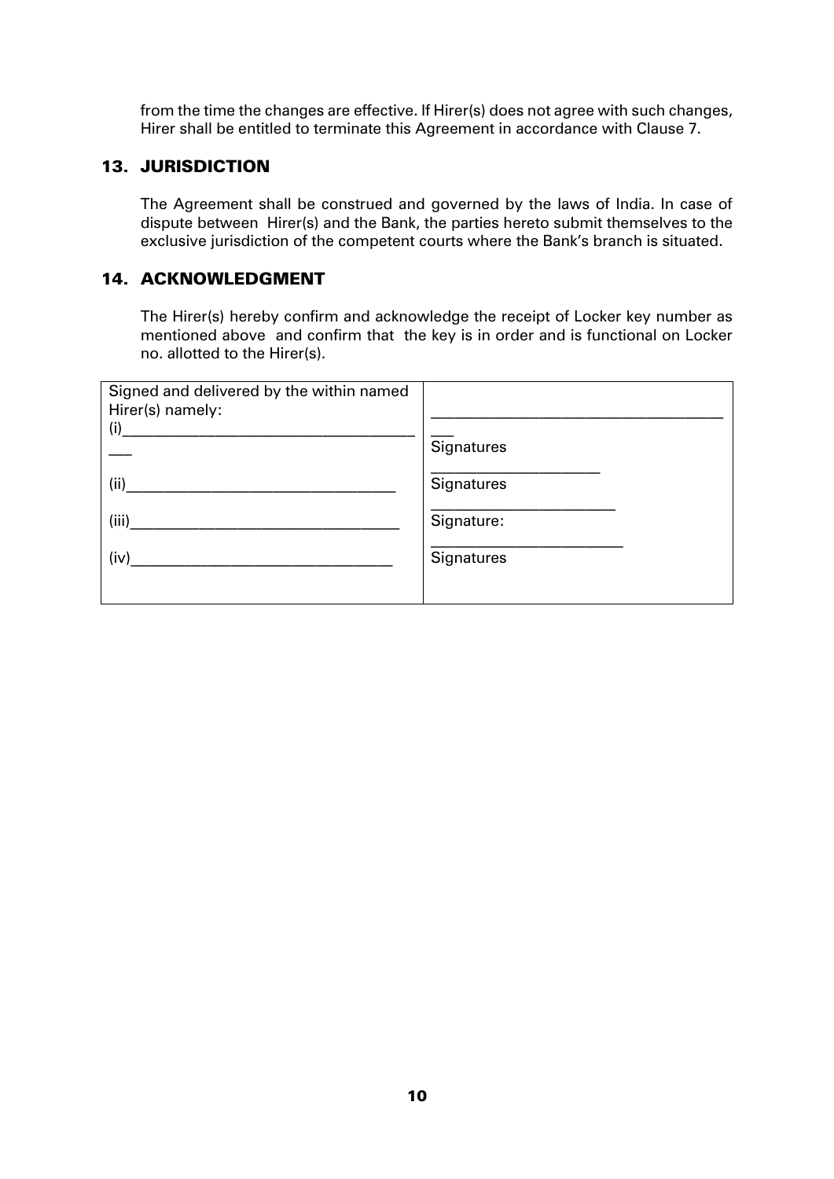from the time the changes are effective. If Hirer(s) does not agree with such changes, Hirer shall be entitled to terminate this Agreement in accordance with Clause 7.

## 13. JURISDICTION

The Agreement shall be construed and governed by the laws of India. In case of dispute between Hirer(s) and the Bank, the parties hereto submit themselves to the exclusive jurisdiction of the competent courts where the Bank's branch is situated.

## 14. ACKNOWLEDGMENT

The Hirer(s) hereby confirm and acknowledge the receipt of Locker key number as mentioned above and confirm that the key is in order and is functional on Locker no. allotted to the Hirer(s).

| | |
|---|---|
| Signed and delivered by the within named Hirer(s) namely:<br>(i)________________________________________<br>___ | ________________________________________<br>___<br>Signatures |
| (ii)__________________________________ | ______________________<br>Signatures |
| (iii)__________________________________ | ________________________<br>Signature: |
| (iv)__________________________________ | _________________________<br>Signatures |